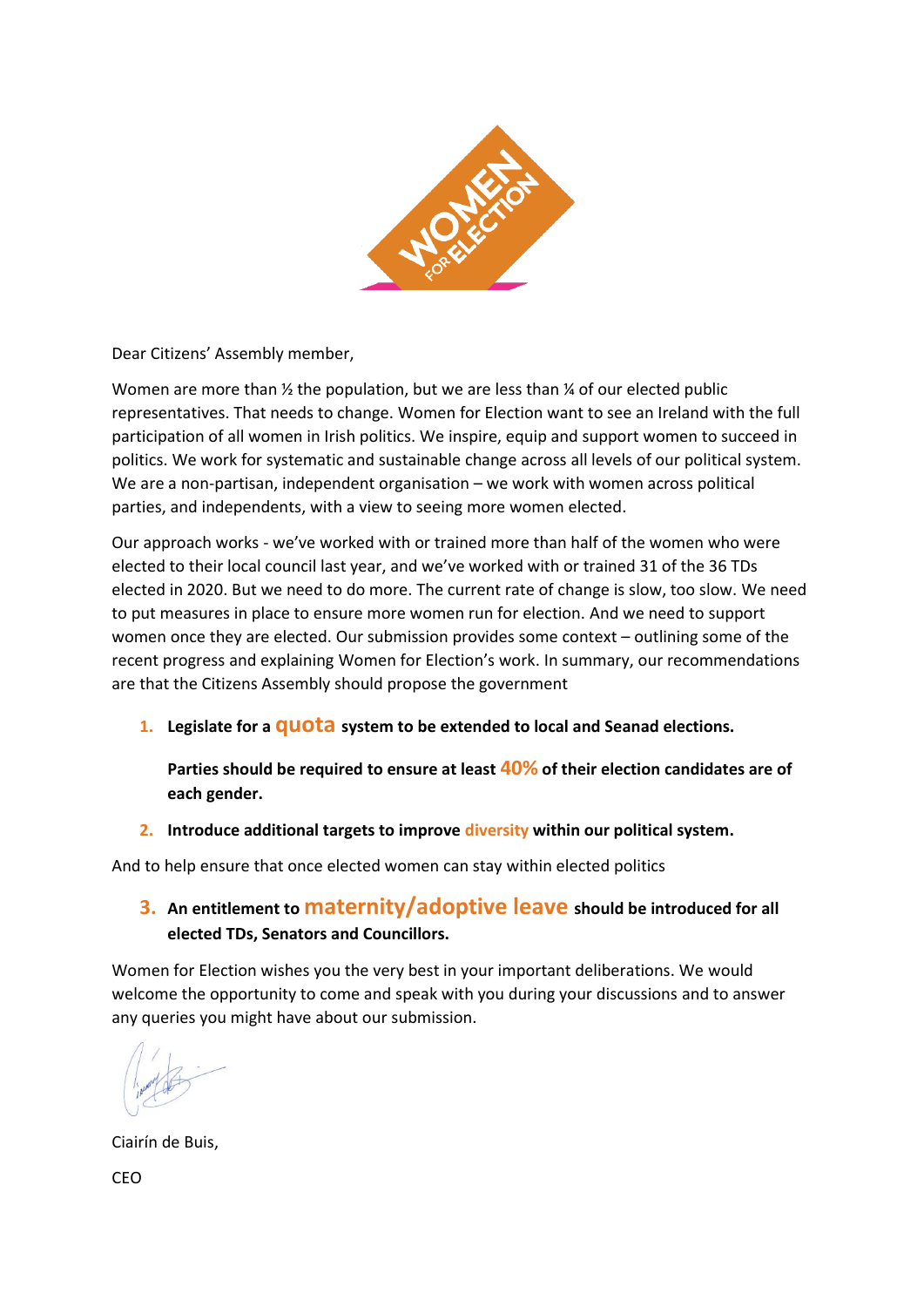Dear Citizens' Assembly member,

Women are more than ½ the population, but we are less than ¼ of our elected public representatives. That needs to change. Women for Election want to see an Ireland with the full participation of all women in Irish politics. We inspire, equip and support women to succeed in politics. We work for systematic and sustainable change across all levels of our political system. We are a non-partisan, independent organisation – we work with women across political parties, and independents, with a view to seeing more women elected.

Our approach works - we've worked with or trained more than half of the women who were elected to their local council last year, and we've worked with or trained 31 of the 36 TDs elected in 2020. But we need to do more. The current rate of change is slow, too slow. We need to put measures in place to ensure more women run for election. And we need to support women once they are elected. Our submission provides some context – outlining some of the recent progress and explaining Women for Election's work. In summary, our recommendations are that the Citizens Assembly should propose the government

1. **Legislate for a quota system to be extended to local and Seanad elections.**

   **Parties should be required to ensure at least 40% of their election candidates are of each gender.**

2. **Introduce additional targets to improve diversity within our political system.**

And to help ensure that once elected women can stay within elected politics

3. **An entitlement to maternity/adoptive leave should be introduced for all elected TDs, Senators and Councillors.**

Women for Election wishes you the very best in your important deliberations. We would welcome the opportunity to come and speak with you during your discussions and to answer any queries you might have about our submission.

Ciairín de Buis,

CEO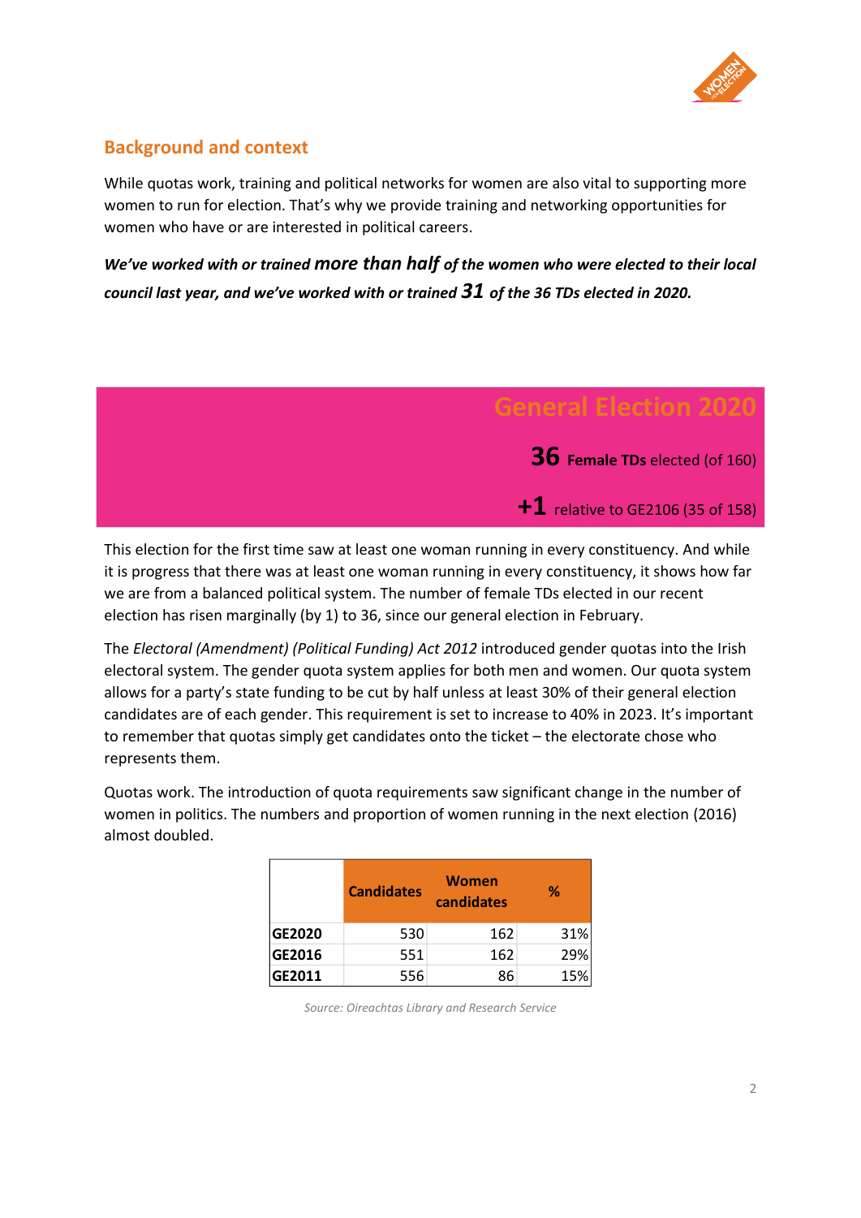## Background and context

While quotas work, training and political networks for women are also vital to supporting more women to run for election. That's why we provide training and networking opportunities for women who have or are interested in political careers.

***We've worked with or trained more than half of the women who were elected to their local council last year, and we've worked with or trained 31 of the 36 TDs elected in 2020.***

### General Election 2020

**36 Female TDs** elected (of 160)

**+1** relative to GE2106 (35 of 158)

This election for the first time saw at least one woman running in every constituency. And while it is progress that there was at least one woman running in every constituency, it shows how far we are from a balanced political system. The number of female TDs elected in our recent election has risen marginally (by 1) to 36, since our general election in February.

The *Electoral (Amendment) (Political Funding) Act 2012* introduced gender quotas into the Irish electoral system. The gender quota system applies for both men and women. Our quota system allows for a party's state funding to be cut by half unless at least 30% of their general election candidates are of each gender. This requirement is set to increase to 40% in 2023. It's important to remember that quotas simply get candidates onto the ticket – the electorate chose who represents them.

Quotas work. The introduction of quota requirements saw significant change in the number of women in politics. The numbers and proportion of women running in the next election (2016) almost doubled.

| | Candidates | Women candidates | % |
|---|---|---|---|
| **GE2020** | 530 | 162 | 31% |
| **GE2016** | 551 | 162 | 29% |
| **GE2011** | 556 | 86 | 15% |

*Source: Oireachtas Library and Research Service*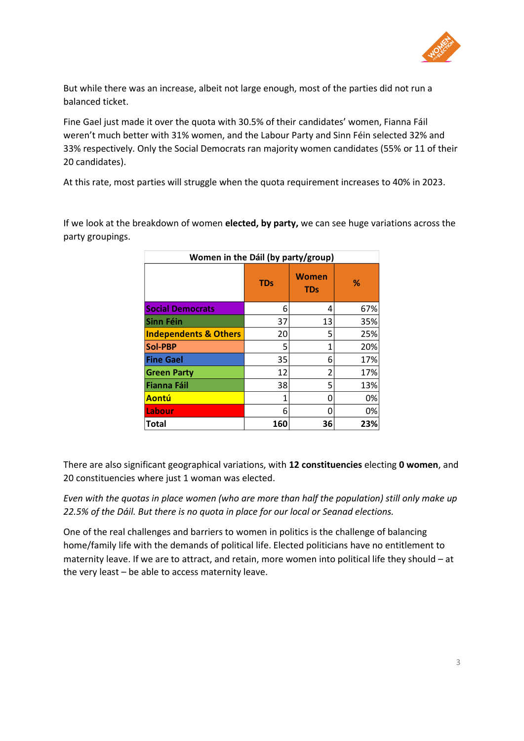But while there was an increase, albeit not large enough, most of the parties did not run a balanced ticket.

Fine Gael just made it over the quota with 30.5% of their candidates' women, Fianna Fáil weren't much better with 31% women, and the Labour Party and Sinn Féin selected 32% and 33% respectively. Only the Social Democrats ran majority women candidates (55% or 11 of their 20 candidates).

At this rate, most parties will struggle when the quota requirement increases to 40% in 2023.

If we look at the breakdown of women **elected, by party,** we can see huge variations across the party groupings.

**Women in the Dáil (by party/group)**

| | TDs | Women TDs | % |
|---|---|---|---|
| Social Democrats | 6 | 4 | 67% |
| Sinn Féin | 37 | 13 | 35% |
| Independents & Others | 20 | 5 | 25% |
| Sol-PBP | 5 | 1 | 20% |
| Fine Gael | 35 | 6 | 17% |
| Green Party | 12 | 2 | 17% |
| Fianna Fáil | 38 | 5 | 13% |
| Aontú | 1 | 0 | 0% |
| Labour | 6 | 0 | 0% |
| **Total** | **160** | **36** | **23%** |

There are also significant geographical variations, with **12 constituencies** electing **0 women**, and 20 constituencies where just 1 woman was elected.

*Even with the quotas in place women (who are more than half the population) still only make up 22.5% of the Dáil. But there is no quota in place for our local or Seanad elections.*

One of the real challenges and barriers to women in politics is the challenge of balancing home/family life with the demands of political life. Elected politicians have no entitlement to maternity leave. If we are to attract, and retain, more women into political life they should – at the very least – be able to access maternity leave.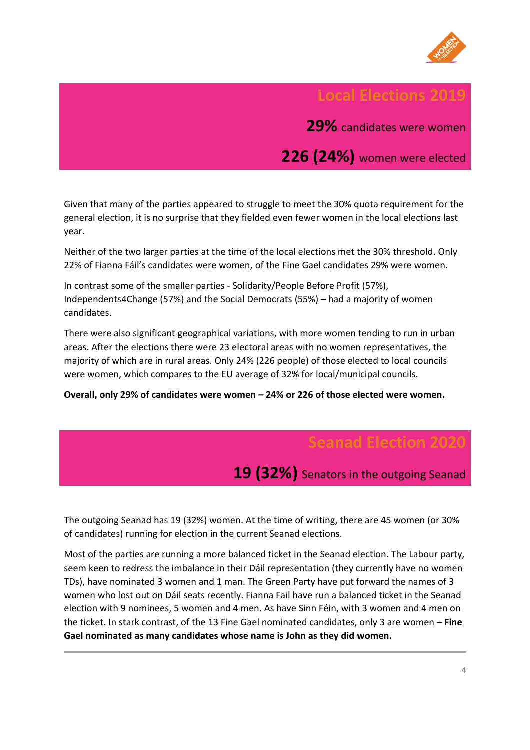## Local Elections 2019

**29%** candidates were women

**226 (24%)** women were elected

Given that many of the parties appeared to struggle to meet the 30% quota requirement for the general election, it is no surprise that they fielded even fewer women in the local elections last year.

Neither of the two larger parties at the time of the local elections met the 30% threshold. Only 22% of Fianna Fáil's candidates were women, of the Fine Gael candidates 29% were women.

In contrast some of the smaller parties - Solidarity/People Before Profit (57%), Independents4Change (57%) and the Social Democrats (55%) – had a majority of women candidates.

There were also significant geographical variations, with more women tending to run in urban areas. After the elections there were 23 electoral areas with no women representatives, the majority of which are in rural areas. Only 24% (226 people) of those elected to local councils were women, which compares to the EU average of 32% for local/municipal councils.

**Overall, only 29% of candidates were women – 24% or 226 of those elected were women.**

## Seanad Election 2020

**19 (32%)** Senators in the outgoing Seanad

The outgoing Seanad has 19 (32%) women. At the time of writing, there are 45 women (or 30% of candidates) running for election in the current Seanad elections.

Most of the parties are running a more balanced ticket in the Seanad election. The Labour party, seem keen to redress the imbalance in their Dáil representation (they currently have no women TDs), have nominated 3 women and 1 man. The Green Party have put forward the names of 3 women who lost out on Dáil seats recently. Fianna Fail have run a balanced ticket in the Seanad election with 9 nominees, 5 women and 4 men. As have Sinn Féin, with 3 women and 4 men on the ticket. In stark contrast, of the 13 Fine Gael nominated candidates, only 3 are women – **Fine Gael nominated as many candidates whose name is John as they did women.**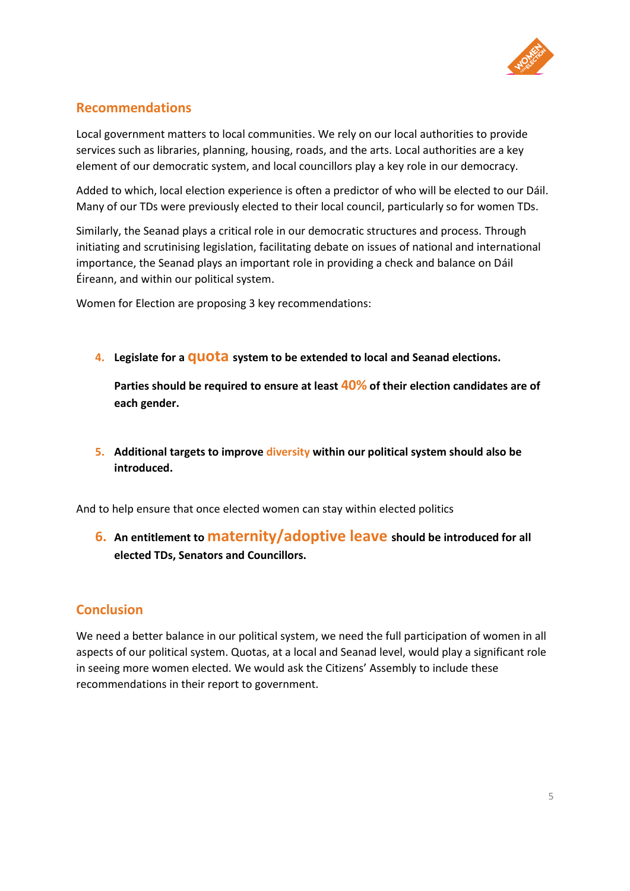## Recommendations

Local government matters to local communities. We rely on our local authorities to provide services such as libraries, planning, housing, roads, and the arts. Local authorities are a key element of our democratic system, and local councillors play a key role in our democracy.

Added to which, local election experience is often a predictor of who will be elected to our Dáil. Many of our TDs were previously elected to their local council, particularly so for women TDs.

Similarly, the Seanad plays a critical role in our democratic structures and process. Through initiating and scrutinising legislation, facilitating debate on issues of national and international importance, the Seanad plays an important role in providing a check and balance on Dáil Éireann, and within our political system.

Women for Election are proposing 3 key recommendations:

4. **Legislate for a quota system to be extended to local and Seanad elections.**

   **Parties should be required to ensure at least 40% of their election candidates are of each gender.**

5. **Additional targets to improve diversity within our political system should also be introduced.**

And to help ensure that once elected women can stay within elected politics

6. **An entitlement to maternity/adoptive leave should be introduced for all elected TDs, Senators and Councillors.**

## Conclusion

We need a better balance in our political system, we need the full participation of women in all aspects of our political system. Quotas, at a local and Seanad level, would play a significant role in seeing more women elected. We would ask the Citizens' Assembly to include these recommendations in their report to government.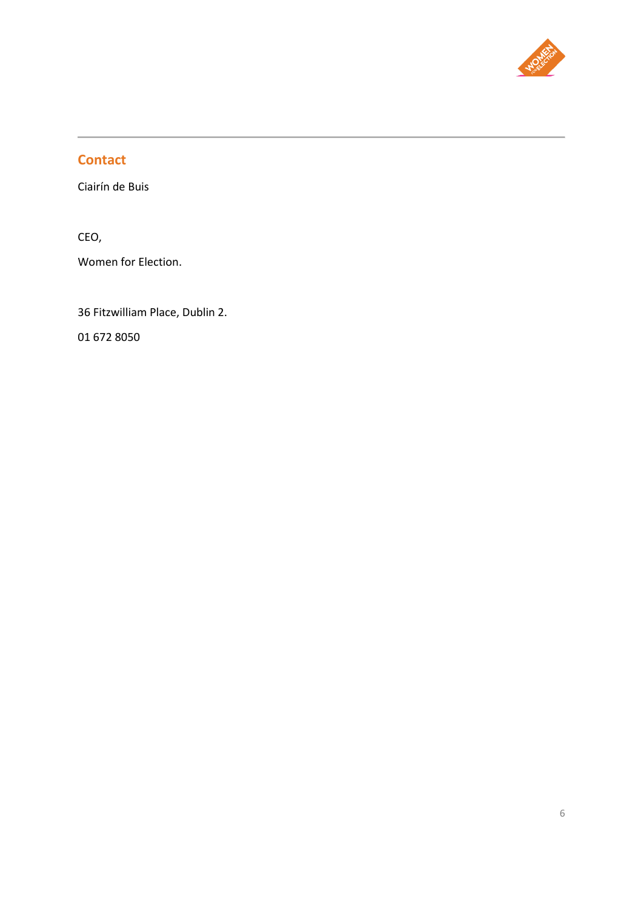## Contact

Ciairín de Buis

CEO,

Women for Election.

36 Fitzwilliam Place, Dublin 2.

01 672 8050